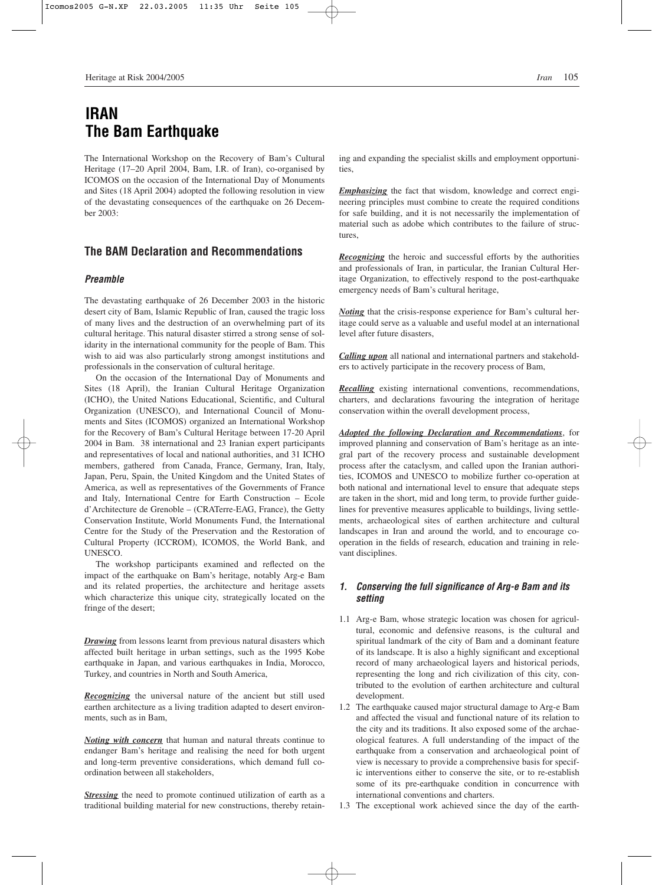# IRAN
# The Bam Earthquake

The International Workshop on the Recovery of Bam's Cultural Heritage (17–20 April 2004, Bam, I.R. of Iran), co-organised by ICOMOS on the occasion of the International Day of Monuments and Sites (18 April 2004) adopted the following resolution in view of the devastating consequences of the earthquake on 26 December 2003:

## The BAM Declaration and Recommendations

### *Preamble*

The devastating earthquake of 26 December 2003 in the historic desert city of Bam, Islamic Republic of Iran, caused the tragic loss of many lives and the destruction of an overwhelming part of its cultural heritage. This natural disaster stirred a strong sense of solidarity in the international community for the people of Bam. This wish to aid was also particularly strong amongst institutions and professionals in the conservation of cultural heritage.

On the occasion of the International Day of Monuments and Sites (18 April), the Iranian Cultural Heritage Organization (ICHO), the United Nations Educational, Scientific, and Cultural Organization (UNESCO), and International Council of Monuments and Sites (ICOMOS) organized an International Workshop for the Recovery of Bam's Cultural Heritage between 17-20 April 2004 in Bam. 38 international and 23 Iranian expert participants and representatives of local and national authorities, and 31 ICHO members, gathered from Canada, France, Germany, Iran, Italy, Japan, Peru, Spain, the United Kingdom and the United States of America, as well as representatives of the Governments of France and Italy, International Centre for Earth Construction – Ecole d'Architecture de Grenoble – (CRATerre-EAG, France), the Getty Conservation Institute, World Monuments Fund, the International Centre for the Study of the Preservation and the Restoration of Cultural Property (ICCROM), ICOMOS, the World Bank, and UNESCO.

The workshop participants examined and reflected on the impact of the earthquake on Bam's heritage, notably Arg-e Bam and its related properties, the architecture and heritage assets which characterize this unique city, strategically located on the fringe of the desert;

***Drawing*** from lessons learnt from previous natural disasters which affected built heritage in urban settings, such as the 1995 Kobe earthquake in Japan, and various earthquakes in India, Morocco, Turkey, and countries in North and South America,

***Recognizing*** the universal nature of the ancient but still used earthen architecture as a living tradition adapted to desert environments, such as in Bam,

***Noting with concern*** that human and natural threats continue to endanger Bam's heritage and realising the need for both urgent and long-term preventive considerations, which demand full co-ordination between all stakeholders,

***Stressing*** the need to promote continued utilization of earth as a traditional building material for new constructions, thereby retaining and expanding the specialist skills and employment opportunities,

***Emphasizing*** the fact that wisdom, knowledge and correct engineering principles must combine to create the required conditions for safe building, and it is not necessarily the implementation of material such as adobe which contributes to the failure of structures,

***Recognizing*** the heroic and successful efforts by the authorities and professionals of Iran, in particular, the Iranian Cultural Heritage Organization, to effectively respond to the post-earthquake emergency needs of Bam's cultural heritage,

***Noting*** that the crisis-response experience for Bam's cultural heritage could serve as a valuable and useful model at an international level after future disasters,

***Calling upon*** all national and international partners and stakeholders to actively participate in the recovery process of Bam,

***Recalling*** existing international conventions, recommendations, charters, and declarations favouring the integration of heritage conservation within the overall development process,

***Adopted the following Declaration and Recommendations***, for improved planning and conservation of Bam's heritage as an integral part of the recovery process and sustainable development process after the cataclysm, and called upon the Iranian authorities, ICOMOS and UNESCO to mobilize further co-operation at both national and international level to ensure that adequate steps are taken in the short, mid and long term, to provide further guidelines for preventive measures applicable to buildings, living settlements, archaeological sites of earthen architecture and cultural landscapes in Iran and around the world, and to encourage co-operation in the fields of research, education and training in relevant disciplines.

### *1. Conserving the full significance of Arg-e Bam and its setting*

1.1 Arg-e Bam, whose strategic location was chosen for agricultural, economic and defensive reasons, is the cultural and spiritual landmark of the city of Bam and a dominant feature of its landscape. It is also a highly significant and exceptional record of many archaeological layers and historical periods, representing the long and rich civilization of this city, contributed to the evolution of earthen architecture and cultural development.

1.2 The earthquake caused major structural damage to Arg-e Bam and affected the visual and functional nature of its relation to the city and its traditions. It also exposed some of the archaeological features. A full understanding of the impact of the earthquake from a conservation and archaeological point of view is necessary to provide a comprehensive basis for specific interventions either to conserve the site, or to re-establish some of its pre-earthquake condition in concurrence with international conventions and charters.

1.3 The exceptional work achieved since the day of the earth-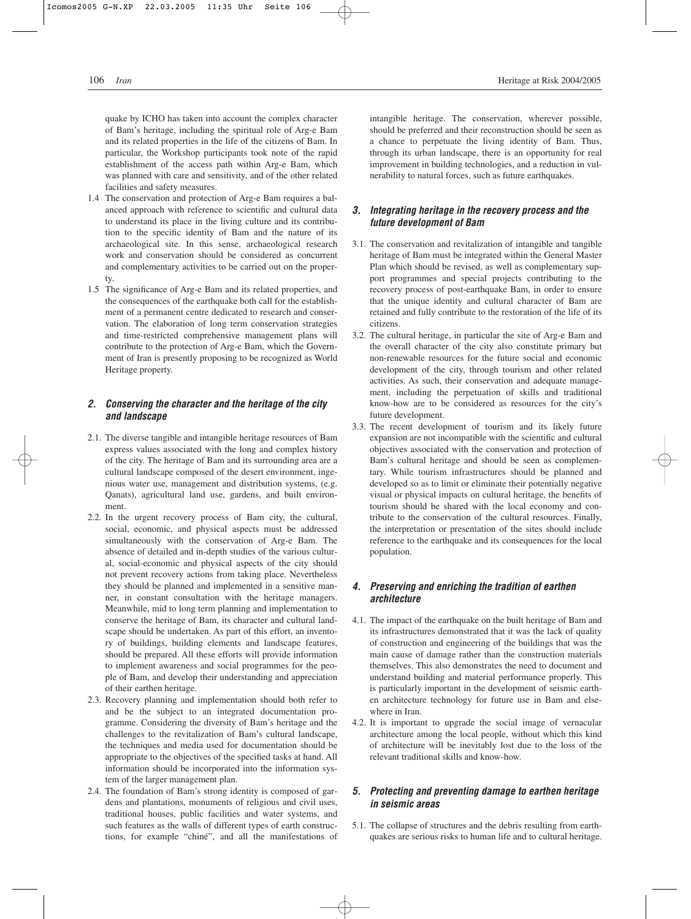quake by ICHO has taken into account the complex character of Bam's heritage, including the spiritual role of Arg-e Bam and its related properties in the life of the citizens of Bam. In particular, the Workshop participants took note of the rapid establishment of the access path within Arg-e Bam, which was planned with care and sensitivity, and of the other related facilities and safety measures.

1.4 The conservation and protection of Arg-e Bam requires a balanced approach with reference to scientific and cultural data to understand its place in the living culture and its contribution to the specific identity of Bam and the nature of its archaeological site. In this sense, archaeological research work and conservation should be considered as concurrent and complementary activities to be carried out on the property.

1.5 The significance of Arg-e Bam and its related properties, and the consequences of the earthquake both call for the establishment of a permanent centre dedicated to research and conservation. The elaboration of long term conservation strategies and time-restricted comprehensive management plans will contribute to the protection of Arg-e Bam, which the Government of Iran is presently proposing to be recognized as World Heritage property.

### 2. Conserving the character and the heritage of the city and landscape

2.1. The diverse tangible and intangible heritage resources of Bam express values associated with the long and complex history of the city. The heritage of Bam and its surrounding area are a cultural landscape composed of the desert environment, ingenious water use, management and distribution systems, (e.g. Qanats), agricultural land use, gardens, and built environment.

2.2. In the urgent recovery process of Bam city, the cultural, social, economic, and physical aspects must be addressed simultaneously with the conservation of Arg-e Bam. The absence of detailed and in-depth studies of the various cultural, social-economic and physical aspects of the city should not prevent recovery actions from taking place. Nevertheless they should be planned and implemented in a sensitive manner, in constant consultation with the heritage managers. Meanwhile, mid to long term planning and implementation to conserve the heritage of Bam, its character and cultural landscape should be undertaken. As part of this effort, an inventory of buildings, building elements and landscape features, should be prepared. All these efforts will provide information to implement awareness and social programmes for the people of Bam, and develop their understanding and appreciation of their earthen heritage.

2.3. Recovery planning and implementation should both refer to and be the subject to an integrated documentation programme. Considering the diversity of Bam's heritage and the challenges to the revitalization of Bam's cultural landscape, the techniques and media used for documentation should be appropriate to the objectives of the specified tasks at hand. All information should be incorporated into the information system of the larger management plan.

2.4. The foundation of Bam's strong identity is composed of gardens and plantations, monuments of religious and civil uses, traditional houses, public facilities and water systems, and such features as the walls of different types of earth constructions, for example "chiné", and all the manifestations of intangible heritage. The conservation, wherever possible, should be preferred and their reconstruction should be seen as a chance to perpetuate the living identity of Bam. Thus, through its urban landscape, there is an opportunity for real improvement in building technologies, and a reduction in vulnerability to natural forces, such as future earthquakes.

### 3. Integrating heritage in the recovery process and the future development of Bam

3.1. The conservation and revitalization of intangible and tangible heritage of Bam must be integrated within the General Master Plan which should be revised, as well as complementary support programmes and special projects contributing to the recovery process of post-earthquake Bam, in order to ensure that the unique identity and cultural character of Bam are retained and fully contribute to the restoration of the life of its citizens.

3.2. The cultural heritage, in particular the site of Arg-e Bam and the overall character of the city also constitute primary but non-renewable resources for the future social and economic development of the city, through tourism and other related activities. As such, their conservation and adequate management, including the perpetuation of skills and traditional know-how are to be considered as resources for the city's future development.

3.3. The recent development of tourism and its likely future expansion are not incompatible with the scientific and cultural objectives associated with the conservation and protection of Bam's cultural heritage and should be seen as complementary. While tourism infrastructures should be planned and developed so as to limit or eliminate their potentially negative visual or physical impacts on cultural heritage, the benefits of tourism should be shared with the local economy and contribute to the conservation of the cultural resources. Finally, the interpretation or presentation of the sites should include reference to the earthquake and its consequences for the local population.

### 4. Preserving and enriching the tradition of earthen architecture

4.1. The impact of the earthquake on the built heritage of Bam and its infrastructures demonstrated that it was the lack of quality of construction and engineering of the buildings that was the main cause of damage rather than the construction materials themselves. This also demonstrates the need to document and understand building and material performance properly. This is particularly important in the development of seismic earthen architecture technology for future use in Bam and elsewhere in Iran.

4.2. It is important to upgrade the social image of vernacular architecture among the local people, without which this kind of architecture will be inevitably lost due to the loss of the relevant traditional skills and know-how.

### 5. Protecting and preventing damage to earthen heritage in seismic areas

5.1. The collapse of structures and the debris resulting from earthquakes are serious risks to human life and to cultural heritage.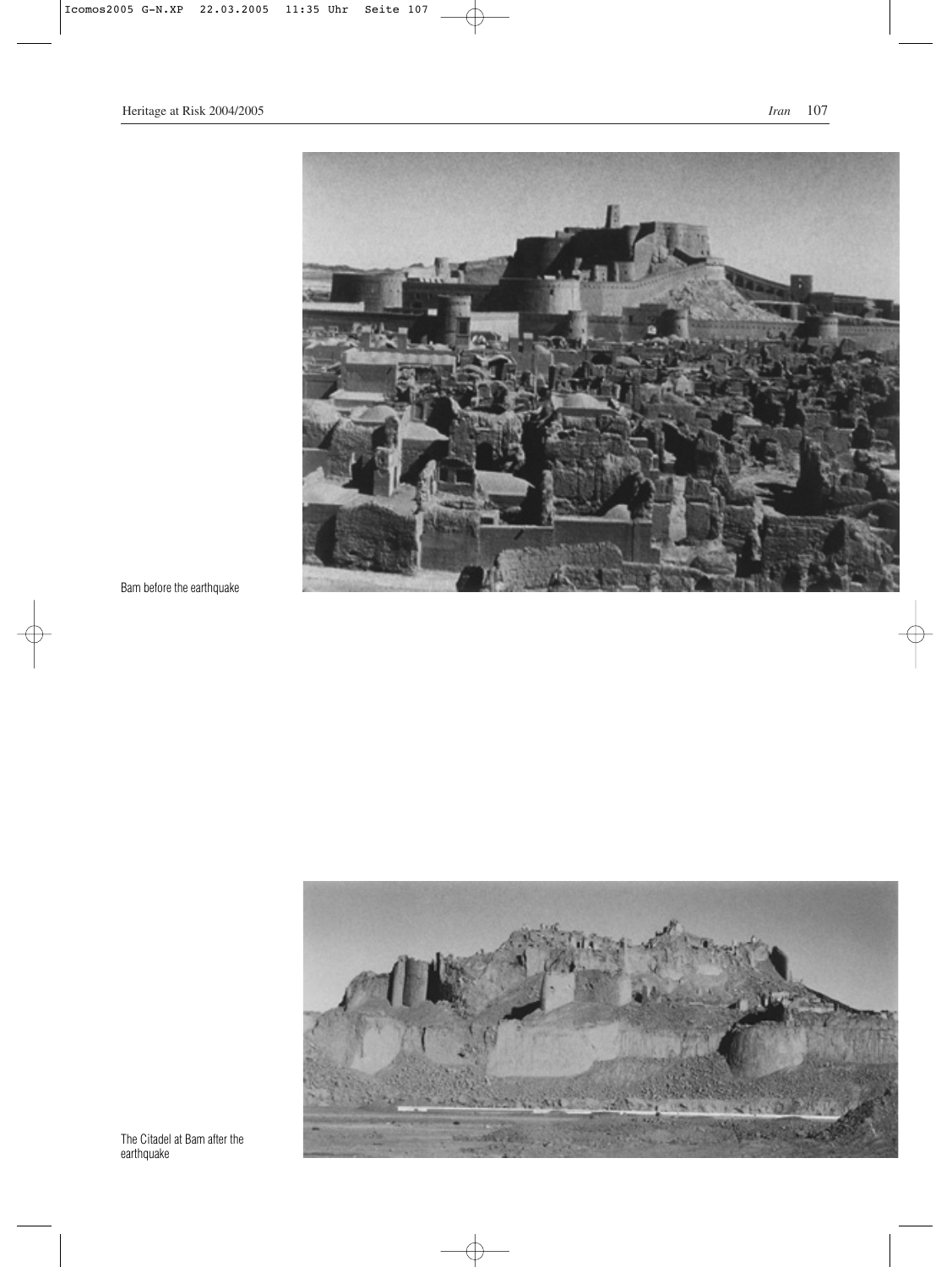Bam before the earthquake

The Citadel at Bam after the earthquake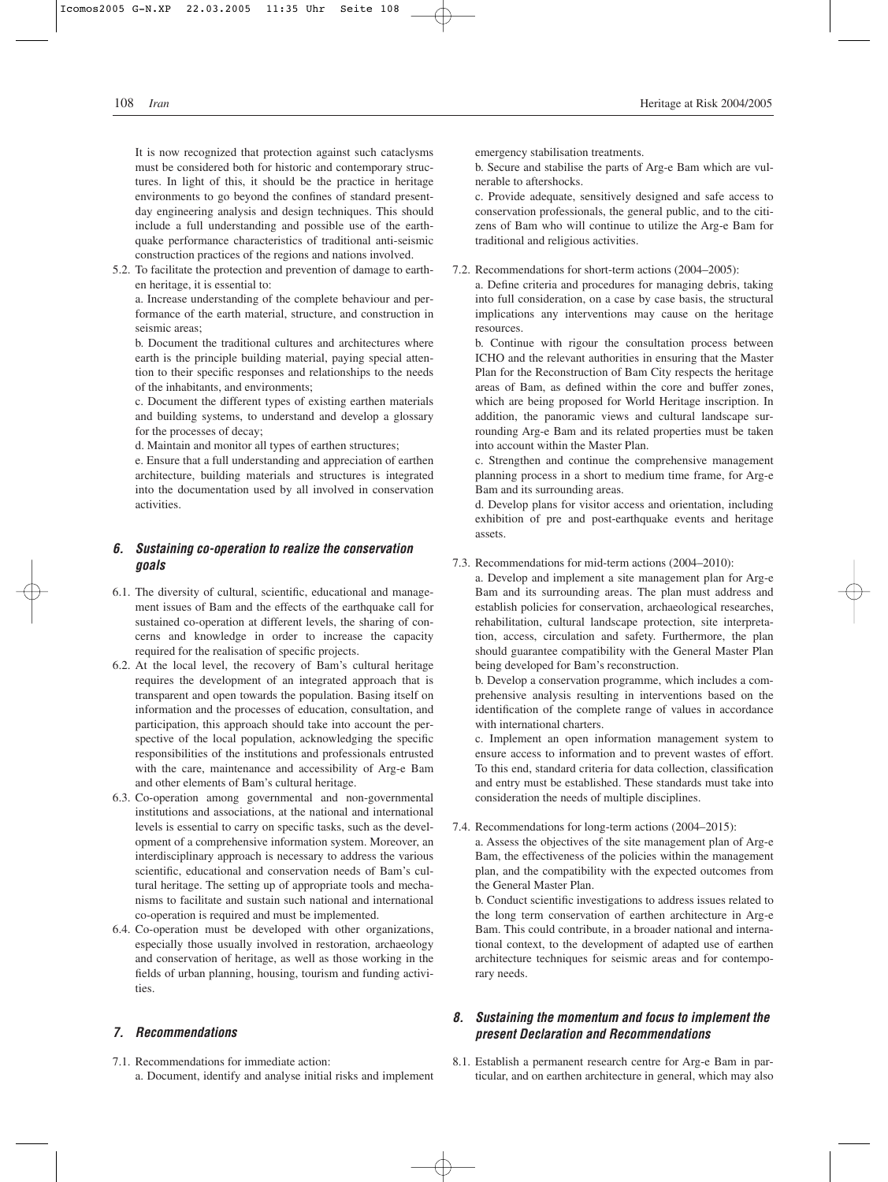It is now recognized that protection against such cataclysms must be considered both for historic and contemporary structures. In light of this, it should be the practice in heritage environments to go beyond the confines of standard present-day engineering analysis and design techniques. This should include a full understanding and possible use of the earthquake performance characteristics of traditional anti-seismic construction practices of the regions and nations involved.

5.2. To facilitate the protection and prevention of damage to earthen heritage, it is essential to:

a. Increase understanding of the complete behaviour and performance of the earth material, structure, and construction in seismic areas;

b. Document the traditional cultures and architectures where earth is the principle building material, paying special attention to their specific responses and relationships to the needs of the inhabitants, and environments;

c. Document the different types of existing earthen materials and building systems, to understand and develop a glossary for the processes of decay;

d. Maintain and monitor all types of earthen structures;

e. Ensure that a full understanding and appreciation of earthen architecture, building materials and structures is integrated into the documentation used by all involved in conservation activities.

### 6. Sustaining co-operation to realize the conservation goals

6.1. The diversity of cultural, scientific, educational and management issues of Bam and the effects of the earthquake call for sustained co-operation at different levels, the sharing of concerns and knowledge in order to increase the capacity required for the realisation of specific projects.

6.2. At the local level, the recovery of Bam's cultural heritage requires the development of an integrated approach that is transparent and open towards the population. Basing itself on information and the processes of education, consultation, and participation, this approach should take into account the perspective of the local population, acknowledging the specific responsibilities of the institutions and professionals entrusted with the care, maintenance and accessibility of Arg-e Bam and other elements of Bam's cultural heritage.

6.3. Co-operation among governmental and non-governmental institutions and associations, at the national and international levels is essential to carry on specific tasks, such as the development of a comprehensive information system. Moreover, an interdisciplinary approach is necessary to address the various scientific, educational and conservation needs of Bam's cultural heritage. The setting up of appropriate tools and mechanisms to facilitate and sustain such national and international co-operation is required and must be implemented.

6.4. Co-operation must be developed with other organizations, especially those usually involved in restoration, archaeology and conservation of heritage, as well as those working in the fields of urban planning, housing, tourism and funding activities.

### 7. Recommendations

7.1. Recommendations for immediate action:

a. Document, identify and analyse initial risks and implement emergency stabilisation treatments.

b. Secure and stabilise the parts of Arg-e Bam which are vulnerable to aftershocks.

c. Provide adequate, sensitively designed and safe access to conservation professionals, the general public, and to the citizens of Bam who will continue to utilize the Arg-e Bam for traditional and religious activities.

7.2. Recommendations for short-term actions (2004–2005):

a. Define criteria and procedures for managing debris, taking into full consideration, on a case by case basis, the structural implications any interventions may cause on the heritage resources.

b. Continue with rigour the consultation process between ICHO and the relevant authorities in ensuring that the Master Plan for the Reconstruction of Bam City respects the heritage areas of Bam, as defined within the core and buffer zones, which are being proposed for World Heritage inscription. In addition, the panoramic views and cultural landscape surrounding Arg-e Bam and its related properties must be taken into account within the Master Plan.

c. Strengthen and continue the comprehensive management planning process in a short to medium time frame, for Arg-e Bam and its surrounding areas.

d. Develop plans for visitor access and orientation, including exhibition of pre and post-earthquake events and heritage assets.

7.3. Recommendations for mid-term actions (2004–2010):

a. Develop and implement a site management plan for Arg-e Bam and its surrounding areas. The plan must address and establish policies for conservation, archaeological researches, rehabilitation, cultural landscape protection, site interpretation, access, circulation and safety. Furthermore, the plan should guarantee compatibility with the General Master Plan being developed for Bam's reconstruction.

b. Develop a conservation programme, which includes a comprehensive analysis resulting in interventions based on the identification of the complete range of values in accordance with international charters.

c. Implement an open information management system to ensure access to information and to prevent wastes of effort. To this end, standard criteria for data collection, classification and entry must be established. These standards must take into consideration the needs of multiple disciplines.

7.4. Recommendations for long-term actions (2004–2015):

a. Assess the objectives of the site management plan of Arg-e Bam, the effectiveness of the policies within the management plan, and the compatibility with the expected outcomes from the General Master Plan.

b. Conduct scientific investigations to address issues related to the long term conservation of earthen architecture in Arg-e Bam. This could contribute, in a broader national and international context, to the development of adapted use of earthen architecture techniques for seismic areas and for contemporary needs.

### 8. Sustaining the momentum and focus to implement the present Declaration and Recommendations

8.1. Establish a permanent research centre for Arg-e Bam in particular, and on earthen architecture in general, which may also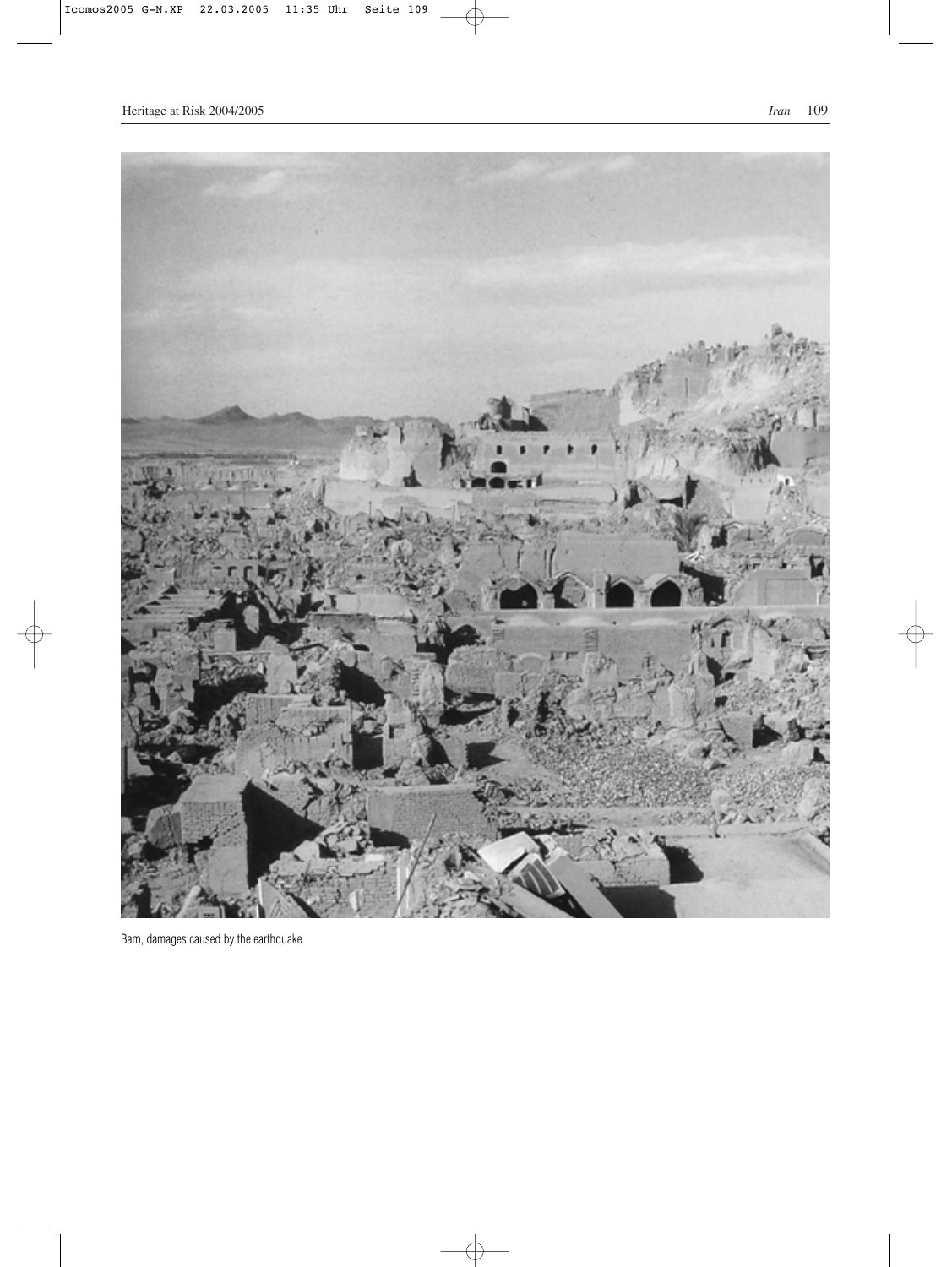Bam, damages caused by the earthquake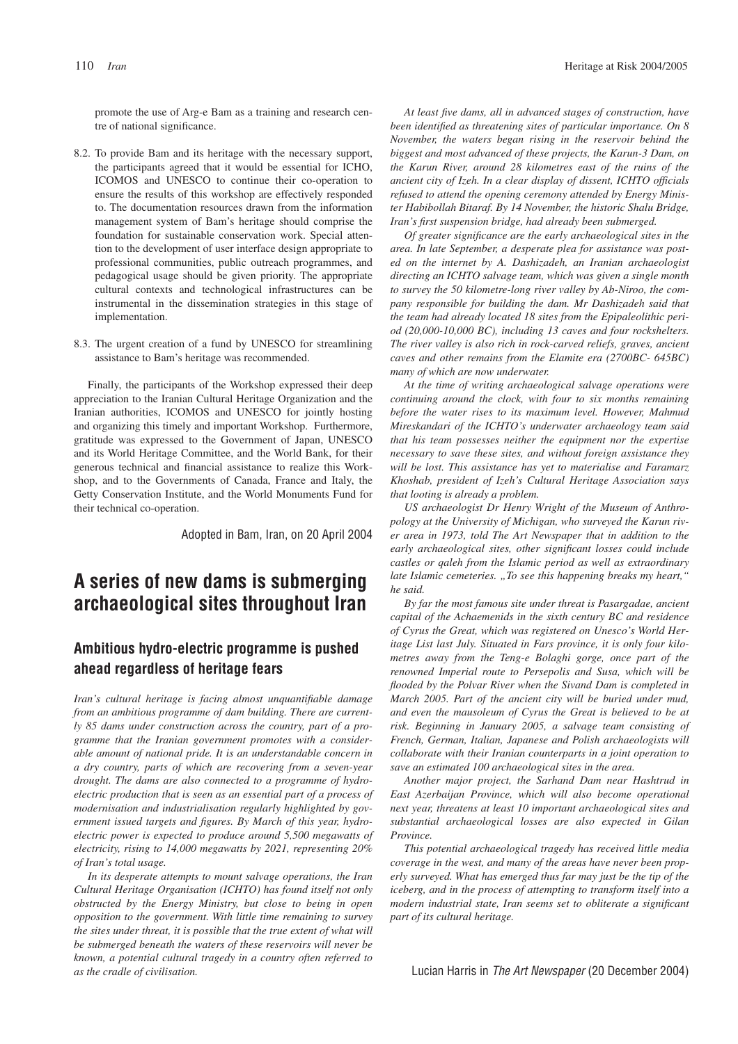promote the use of Arg-e Bam as a training and research centre of national significance.

8.2. To provide Bam and its heritage with the necessary support, the participants agreed that it would be essential for ICHO, ICOMOS and UNESCO to continue their co-operation to ensure the results of this workshop are effectively responded to. The documentation resources drawn from the information management system of Bam's heritage should comprise the foundation for sustainable conservation work. Special attention to the development of user interface design appropriate to professional communities, public outreach programmes, and pedagogical usage should be given priority. The appropriate cultural contexts and technological infrastructures can be instrumental in the dissemination strategies in this stage of implementation.

8.3. The urgent creation of a fund by UNESCO for streamlining assistance to Bam's heritage was recommended.

Finally, the participants of the Workshop expressed their deep appreciation to the Iranian Cultural Heritage Organization and the Iranian authorities, ICOMOS and UNESCO for jointly hosting and organizing this timely and important Workshop. Furthermore, gratitude was expressed to the Government of Japan, UNESCO and its World Heritage Committee, and the World Bank, for their generous technical and financial assistance to realize this Workshop, and to the Governments of Canada, France and Italy, the Getty Conservation Institute, and the World Monuments Fund for their technical co-operation.

Adopted in Bam, Iran, on 20 April 2004

# A series of new dams is submerging archaeological sites throughout Iran

## Ambitious hydro-electric programme is pushed ahead regardless of heritage fears

*Iran's cultural heritage is facing almost unquantifiable damage from an ambitious programme of dam building. There are currently 85 dams under construction across the country, part of a programme that the Iranian government promotes with a considerable amount of national pride. It is an understandable concern in a dry country, parts of which are recovering from a seven-year drought. The dams are also connected to a programme of hydro-electric production that is seen as an essential part of a process of modernisation and industrialisation regularly highlighted by government issued targets and figures. By March of this year, hydro-electric power is expected to produce around 5,500 megawatts of electricity, rising to 14,000 megawatts by 2021, representing 20% of Iran's total usage.*

*In its desperate attempts to mount salvage operations, the Iran Cultural Heritage Organisation (ICHTO) has found itself not only obstructed by the Energy Ministry, but close to being in open opposition to the government. With little time remaining to survey the sites under threat, it is possible that the true extent of what will be submerged beneath the waters of these reservoirs will never be known, a potential cultural tragedy in a country often referred to as the cradle of civilisation.*

*At least five dams, all in advanced stages of construction, have been identified as threatening sites of particular importance. On 8 November, the waters began rising in the reservoir behind the biggest and most advanced of these projects, the Karun-3 Dam, on the Karun River, around 28 kilometres east of the ruins of the ancient city of Izeh. In a clear display of dissent, ICHTO officials refused to attend the opening ceremony attended by Energy Minister Habibollah Bitaraf. By 14 November, the historic Shalu Bridge, Iran's first suspension bridge, had already been submerged.*

*Of greater significance are the early archaeological sites in the area. In late September, a desperate plea for assistance was posted on the internet by A. Dashizadeh, an Iranian archaeologist directing an ICHTO salvage team, which was given a single month to survey the 50 kilometre-long river valley by Ab-Niroo, the company responsible for building the dam. Mr Dashizadeh said that the team had already located 18 sites from the Epipaleolithic period (20,000-10,000 BC), including 13 caves and four rockshelters. The river valley is also rich in rock-carved reliefs, graves, ancient caves and other remains from the Elamite era (2700BC- 645BC) many of which are now underwater.*

*At the time of writing archaeological salvage operations were continuing around the clock, with four to six months remaining before the water rises to its maximum level. However, Mahmud Mireskandari of the ICHTO's underwater archaeology team said that his team possesses neither the equipment nor the expertise necessary to save these sites, and without foreign assistance they will be lost. This assistance has yet to materialise and Faramarz Khoshab, president of Izeh's Cultural Heritage Association says that looting is already a problem.*

*US archaeologist Dr Henry Wright of the Museum of Anthropology at the University of Michigan, who surveyed the Karun river area in 1973, told The Art Newspaper that in addition to the early archaeological sites, other significant losses could include castles or qaleh from the Islamic period as well as extraordinary late Islamic cemeteries. „To see this happening breaks my heart," he said.*

*By far the most famous site under threat is Pasargadae, ancient capital of the Achaemenids in the sixth century BC and residence of Cyrus the Great, which was registered on Unesco's World Heritage List last July. Situated in Fars province, it is only four kilometres away from the Teng-e Bolaghi gorge, once part of the renowned Imperial route to Persepolis and Susa, which will be flooded by the Polvar River when the Sivand Dam is completed in March 2005. Part of the ancient city will be buried under mud, and even the mausoleum of Cyrus the Great is believed to be at risk. Beginning in January 2005, a salvage team consisting of French, German, Italian, Japanese and Polish archaeologists will collaborate with their Iranian counterparts in a joint operation to save an estimated 100 archaeological sites in the area.*

*Another major project, the Sarhand Dam near Hashtrud in East Azerbaijan Province, which will also become operational next year, threatens at least 10 important archaeological sites and substantial archaeological losses are also expected in Gilan Province.*

*This potential archaeological tragedy has received little media coverage in the west, and many of the areas have never been properly surveyed. What has emerged thus far may just be the tip of the iceberg, and in the process of attempting to transform itself into a modern industrial state, Iran seems set to obliterate a significant part of its cultural heritage.*

Lucian Harris in *The Art Newspaper* (20 December 2004)